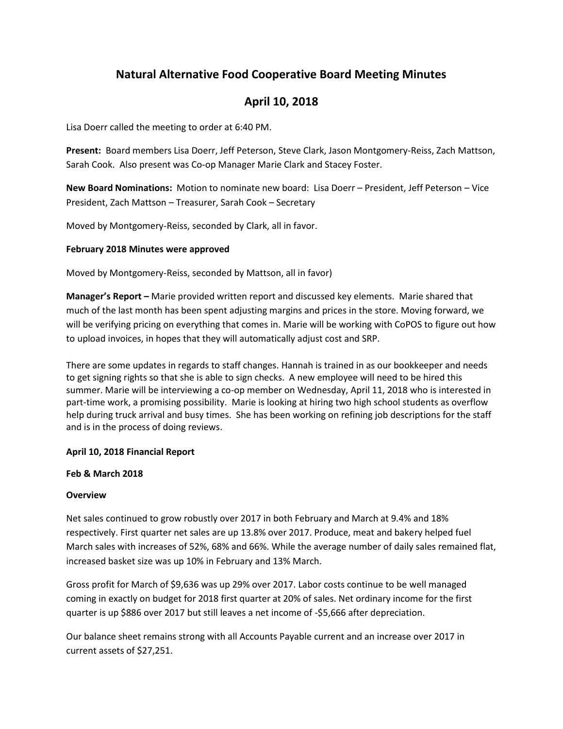# Natural Alternative Food Cooperative Board Meeting Minutes

## April 10, 2018

Lisa Doerr called the meeting to order at 6:40 PM.

**Present:** Board members Lisa Doerr, Jeff Peterson, Steve Clark, Jason Montgomery-Reiss, Zach Mattson, Sarah Cook. Also present was Co-op Manager Marie Clark and Stacey Foster.

**New Board Nominations:** Motion to nominate new board: Lisa Doerr – President, Jeff Peterson – Vice President, Zach Mattson – Treasurer, Sarah Cook – Secretary

Moved by Montgomery-Reiss, seconded by Clark, all in favor.

**February 2018 Minutes were approved**

Moved by Montgomery-Reiss, seconded by Mattson, all in favor)

**Manager's Report –** Marie provided written report and discussed key elements. Marie shared that much of the last month has been spent adjusting margins and prices in the store. Moving forward, we will be verifying pricing on everything that comes in. Marie will be working with CoPOS to figure out how to upload invoices, in hopes that they will automatically adjust cost and SRP.

There are some updates in regards to staff changes. Hannah is trained in as our bookkeeper and needs to get signing rights so that she is able to sign checks. A new employee will need to be hired this summer. Marie will be interviewing a co-op member on Wednesday, April 11, 2018 who is interested in part-time work, a promising possibility. Marie is looking at hiring two high school students as overflow help during truck arrival and busy times. She has been working on refining job descriptions for the staff and is in the process of doing reviews.

**April 10, 2018 Financial Report**

**Feb & March 2018**

**Overview**

Net sales continued to grow robustly over 2017 in both February and March at 9.4% and 18% respectively. First quarter net sales are up 13.8% over 2017. Produce, meat and bakery helped fuel March sales with increases of 52%, 68% and 66%. While the average number of daily sales remained flat, increased basket size was up 10% in February and 13% March.

Gross profit for March of $9,636 was up 29% over 2017. Labor costs continue to be well managed coming in exactly on budget for 2018 first quarter at 20% of sales. Net ordinary income for the first quarter is up $886 over 2017 but still leaves a net income of -$5,666 after depreciation.

Our balance sheet remains strong with all Accounts Payable current and an increase over 2017 in current assets of $27,251.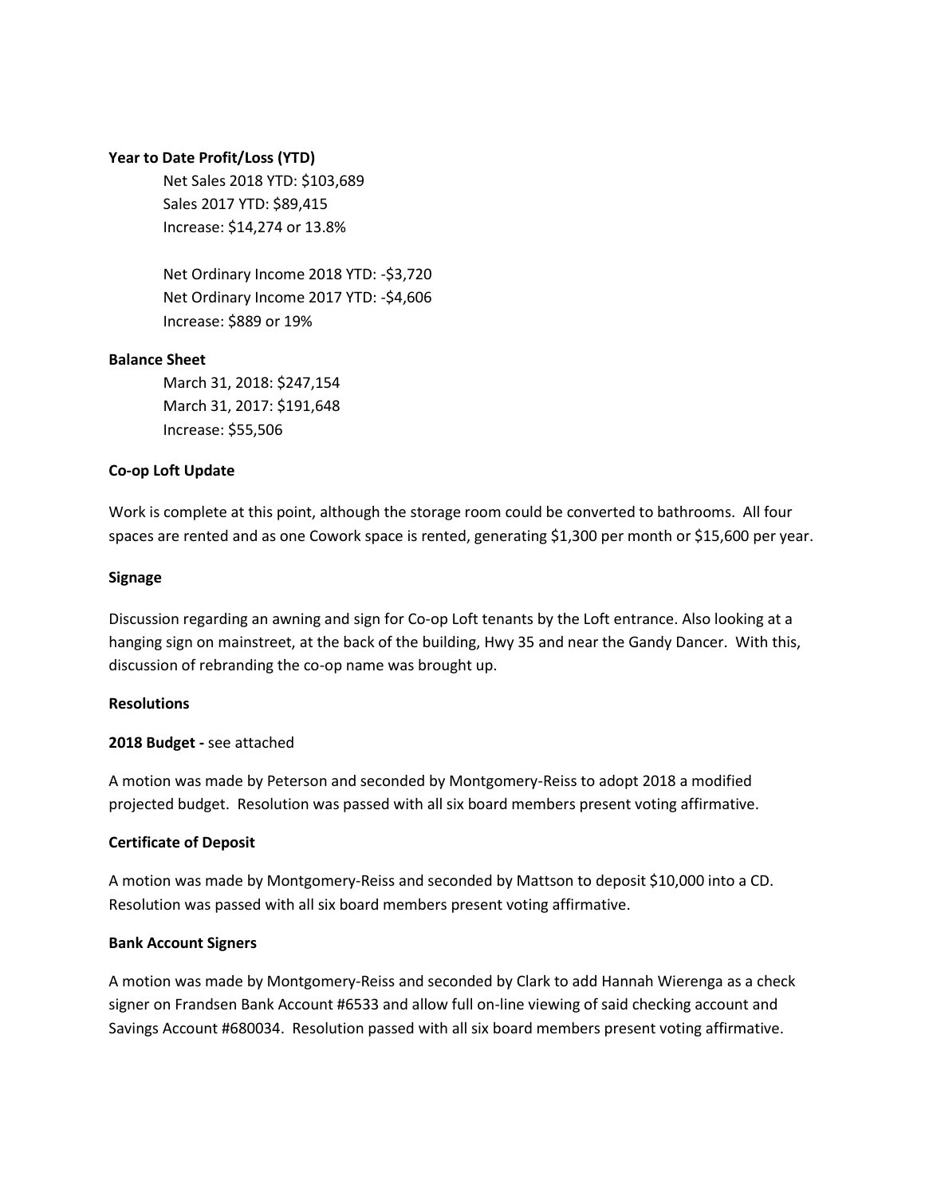**Year to Date Profit/Loss (YTD)**

Net Sales 2018 YTD: $103,689
Sales 2017 YTD: $89,415
Increase: $14,274 or 13.8%

Net Ordinary Income 2018 YTD: -$3,720
Net Ordinary Income 2017 YTD: -$4,606
Increase: $889 or 19%

**Balance Sheet**

March 31, 2018: $247,154
March 31, 2017: $191,648
Increase: $55,506

**Co-op Loft Update**

Work is complete at this point, although the storage room could be converted to bathrooms. All four spaces are rented and as one Cowork space is rented, generating $1,300 per month or $15,600 per year.

**Signage**

Discussion regarding an awning and sign for Co-op Loft tenants by the Loft entrance. Also looking at a hanging sign on mainstreet, at the back of the building, Hwy 35 and near the Gandy Dancer. With this, discussion of rebranding the co-op name was brought up.

**Resolutions**

**2018 Budget -** see attached

A motion was made by Peterson and seconded by Montgomery-Reiss to adopt 2018 a modified projected budget. Resolution was passed with all six board members present voting affirmative.

**Certificate of Deposit**

A motion was made by Montgomery-Reiss and seconded by Mattson to deposit $10,000 into a CD. Resolution was passed with all six board members present voting affirmative.

**Bank Account Signers**

A motion was made by Montgomery-Reiss and seconded by Clark to add Hannah Wierenga as a check signer on Frandsen Bank Account #6533 and allow full on-line viewing of said checking account and Savings Account #680034. Resolution passed with all six board members present voting affirmative.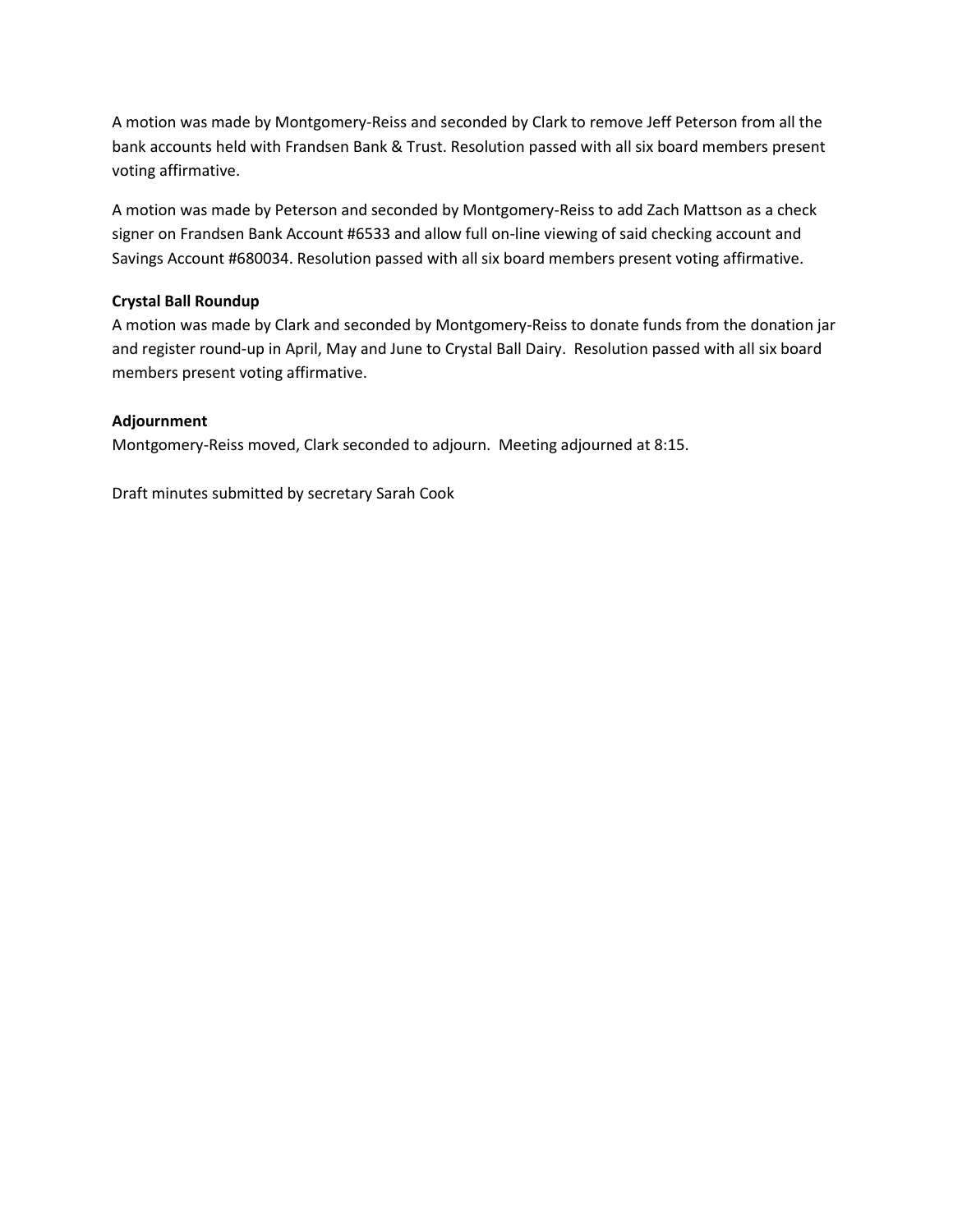A motion was made by Montgomery-Reiss and seconded by Clark to remove Jeff Peterson from all the bank accounts held with Frandsen Bank & Trust. Resolution passed with all six board members present voting affirmative.

A motion was made by Peterson and seconded by Montgomery-Reiss to add Zach Mattson as a check signer on Frandsen Bank Account #6533 and allow full on-line viewing of said checking account and Savings Account #680034. Resolution passed with all six board members present voting affirmative.

**Crystal Ball Roundup**

A motion was made by Clark and seconded by Montgomery-Reiss to donate funds from the donation jar and register round-up in April, May and June to Crystal Ball Dairy. Resolution passed with all six board members present voting affirmative.

**Adjournment**

Montgomery-Reiss moved, Clark seconded to adjourn. Meeting adjourned at 8:15.

Draft minutes submitted by secretary Sarah Cook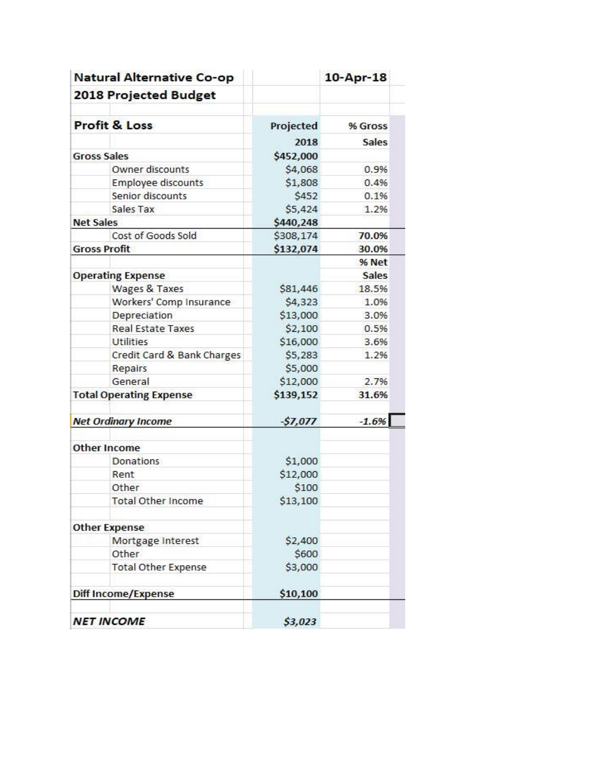| | | |
|---|---|---|
| **Natural Alternative Co-op** | | **10-Apr-18** |
| **2018 Projected Budget** | | |
| | | |
| **Profit & Loss** | **Projected 2018** | **% Gross Sales** |
| **Gross Sales** | **$452,000** | |
| Owner discounts | $4,068 | 0.9% |
| Employee discounts | $1,808 | 0.4% |
| Senior discounts | $452 | 0.1% |
| Sales Tax | $5,424 | 1.2% |
| **Net Sales** | **$440,248** | |
| Cost of Goods Sold | $308,174 | **70.0%** |
| **Gross Profit** | **$132,074** | **30.0%** |
| | | **% Net Sales** |
| **Operating Expense** | | |
| Wages & Taxes | $81,446 | 18.5% |
| Workers' Comp Insurance | $4,323 | 1.0% |
| Depreciation | $13,000 | 3.0% |
| Real Estate Taxes | $2,100 | 0.5% |
| Utilities | $16,000 | 3.6% |
| Credit Card & Bank Charges | $5,283 | 1.2% |
| Repairs | $5,000 | |
| General | $12,000 | 2.7% |
| **Total Operating Expense** | **$139,152** | **31.6%** |
| | | |
| ***Net Ordinary Income*** | ***-$7,077*** | ***-1.6%*** |
| | | |
| **Other Income** | | |
| Donations | $1,000 | |
| Rent | $12,000 | |
| Other | $100 | |
| Total Other Income | $13,100 | |
| | | |
| **Other Expense** | | |
| Mortgage Interest | $2,400 | |
| Other | $600 | |
| Total Other Expense | $3,000 | |
| | | |
| **Diff Income/Expense** | **$10,100** | |
| | | |
| ***NET INCOME*** | ***$3,023*** | |